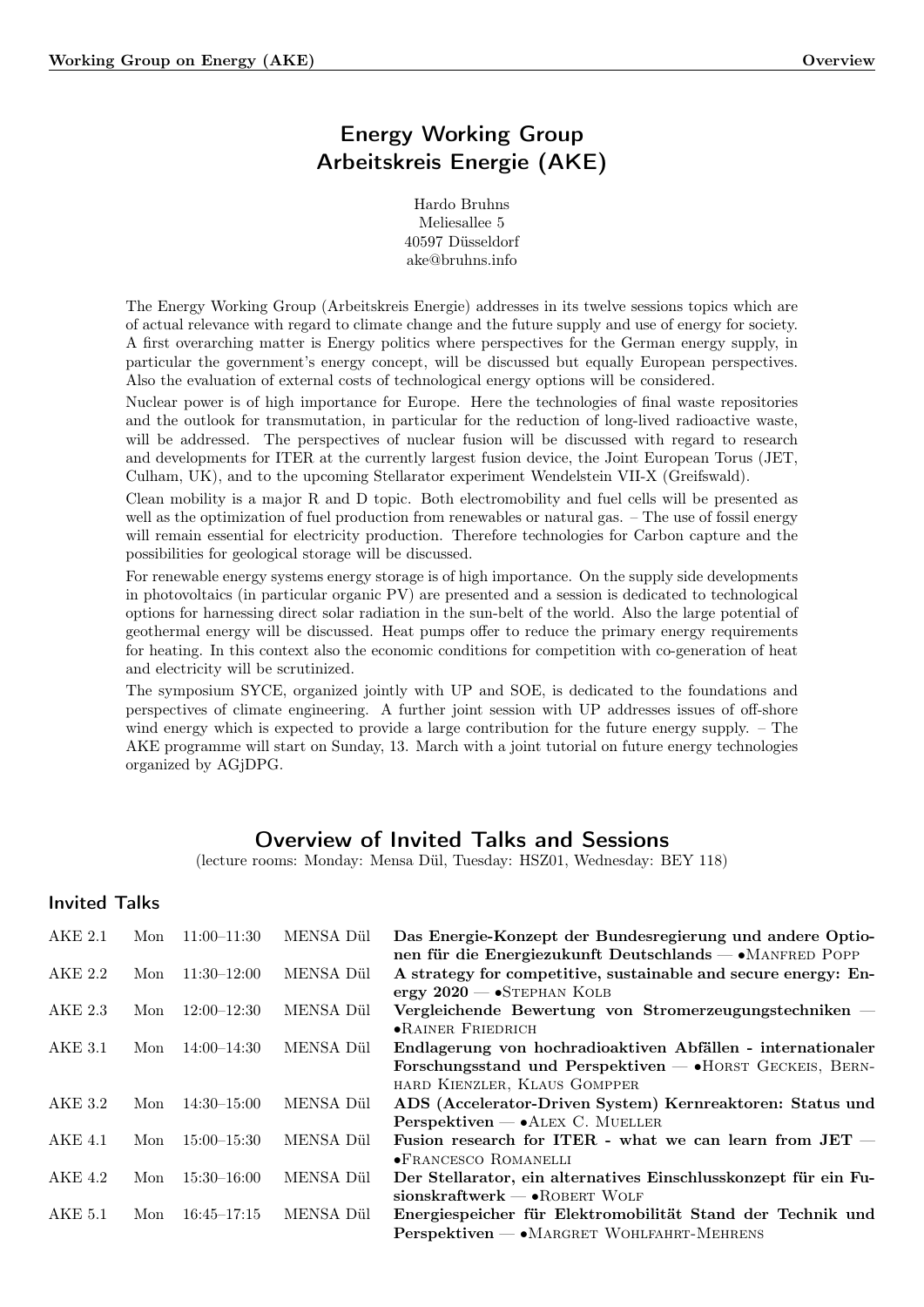# Energy Working Group
# Arbeitskreis Energie (AKE)

Hardo Bruhns
Meliesallee 5
40597 Düsseldorf
ake@bruhns.info

The Energy Working Group (Arbeitskreis Energie) addresses in its twelve sessions topics which are of actual relevance with regard to climate change and the future supply and use of energy for society. A first overarching matter is Energy politics where perspectives for the German energy supply, in particular the government's energy concept, will be discussed but equally European perspectives. Also the evaluation of external costs of technological energy options will be considered.

Nuclear power is of high importance for Europe. Here the technologies of final waste repositories and the outlook for transmutation, in particular for the reduction of long-lived radioactive waste, will be addressed. The perspectives of nuclear fusion will be discussed with regard to research and developments for ITER at the currently largest fusion device, the Joint European Torus (JET, Culham, UK), and to the upcoming Stellarator experiment Wendelstein VII-X (Greifswald).

Clean mobility is a major R and D topic. Both electromobility and fuel cells will be presented as well as the optimization of fuel production from renewables or natural gas. – The use of fossil energy will remain essential for electricity production. Therefore technologies for Carbon capture and the possibilities for geological storage will be discussed.

For renewable energy systems energy storage is of high importance. On the supply side developments in photovoltaics (in particular organic PV) are presented and a session is dedicated to technological options for harnessing direct solar radiation in the sun-belt of the world. Also the large potential of geothermal energy will be discussed. Heat pumps offer to reduce the primary energy requirements for heating. In this context also the economic conditions for competition with co-generation of heat and electricity will be scrutinized.

The symposium SYCE, organized jointly with UP and SOE, is dedicated to the foundations and perspectives of climate engineering. A further joint session with UP addresses issues of off-shore wind energy which is expected to provide a large contribution for the future energy supply. – The AKE programme will start on Sunday, 13. March with a joint tutorial on future energy technologies organized by AGjDPG.

## Overview of Invited Talks and Sessions

(lecture rooms: Monday: Mensa Dül, Tuesday: HSZ01, Wednesday: BEY 118)

### Invited Talks

| | | | | |
|---|---|---|---|---|
| AKE 2.1 | Mon | 11:00–11:30 | MENSA Dül | **Das Energie-Konzept der Bundesregierung und andere Optionen für die Energiezukunft Deutschlands** — •Manfred Popp |
| AKE 2.2 | Mon | 11:30–12:00 | MENSA Dül | **A strategy for competitive, sustainable and secure energy: Energy 2020** — •Stephan Kolb |
| AKE 2.3 | Mon | 12:00–12:30 | MENSA Dül | **Vergleichende Bewertung von Stromerzeugungstechniken** — •Rainer Friedrich |
| AKE 3.1 | Mon | 14:00–14:30 | MENSA Dül | **Endlagerung von hochradioaktiven Abfällen - internationaler Forschungsstand und Perspektiven** — •Horst Geckeis, Bernhard Kienzler, Klaus Gompper |
| AKE 3.2 | Mon | 14:30–15:00 | MENSA Dül | **ADS (Accelerator-Driven System) Kernreaktoren: Status und Perspektiven** — •Alex C. Mueller |
| AKE 4.1 | Mon | 15:00–15:30 | MENSA Dül | **Fusion research for ITER - what we can learn from JET** — •Francesco Romanelli |
| AKE 4.2 | Mon | 15:30–16:00 | MENSA Dül | **Der Stellarator, ein alternatives Einschlusskonzept für ein Fusionskraftwerk** — •Robert Wolf |
| AKE 5.1 | Mon | 16:45–17:15 | MENSA Dül | **Energiespeicher für Elektromobilität Stand der Technik und Perspektiven** — •Margret Wohlfahrt-Mehrens |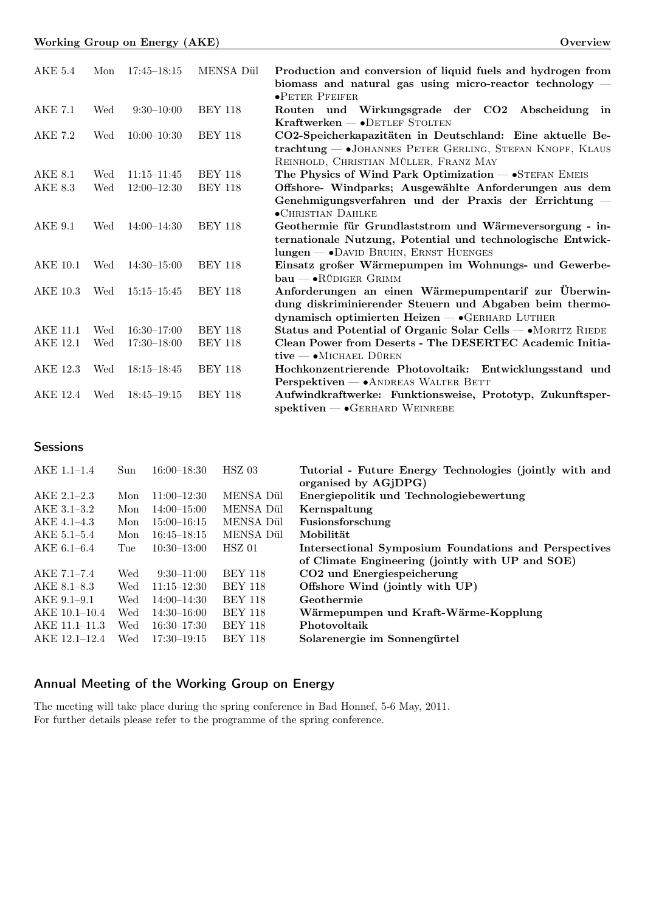| | | | | |
|---|---|---|---|---|
| AKE 5.4 | Mon | 17:45–18:15 | MENSA Dül | **Production and conversion of liquid fuels and hydrogen from biomass and natural gas using micro-reactor technology** — •Peter Pfeifer |
| AKE 7.1 | Wed | 9:30–10:00 | BEY 118 | **Routen und Wirkungsgrade der CO2 Abscheidung in Kraftwerken** — •Detlef Stolten |
| AKE 7.2 | Wed | 10:00–10:30 | BEY 118 | **CO2-Speicherkapazitäten in Deutschland: Eine aktuelle Betrachtung** — •Johannes Peter Gerling, Stefan Knopf, Klaus Reinhold, Christian Müller, Franz May |
| AKE 8.1 | Wed | 11:15–11:45 | BEY 118 | **The Physics of Wind Park Optimization** — •Stefan Emeis |
| AKE 8.3 | Wed | 12:00–12:30 | BEY 118 | **Offshore- Windparks; Ausgewählte Anforderungen aus dem Genehmigungsverfahren und der Praxis der Errichtung** — •Christian Dahlke |
| AKE 9.1 | Wed | 14:00–14:30 | BEY 118 | **Geothermie für Grundlaststrom und Wärmeversorgung - internationale Nutzung, Potential und technologische Entwicklungen** — •David Bruhn, Ernst Huenges |
| AKE 10.1 | Wed | 14:30–15:00 | BEY 118 | **Einsatz großer Wärmepumpen im Wohnungs- und Gewerbebau** — •Rüdiger Grimm |
| AKE 10.3 | Wed | 15:15–15:45 | BEY 118 | **Anforderungen an einen Wärmepumpentarif zur Überwindung diskriminierender Steuern und Abgaben beim thermodynamisch optimierten Heizen** — •Gerhard Luther |
| AKE 11.1 | Wed | 16:30–17:00 | BEY 118 | **Status and Potential of Organic Solar Cells** — •Moritz Riede |
| AKE 12.1 | Wed | 17:30–18:00 | BEY 118 | **Clean Power from Deserts - The DESERTEC Academic Initiative** — •Michael Düren |
| AKE 12.3 | Wed | 18:15–18:45 | BEY 118 | **Hochkonzentrierende Photovoltaik: Entwicklungsstand und Perspektiven** — •Andreas Walter Bett |
| AKE 12.4 | Wed | 18:45–19:15 | BEY 118 | **Aufwindkraftwerke: Funktionsweise, Prototyp, Zukunftsperspektiven** — •Gerhard Weinrebe |

## Sessions

| | | | | |
|---|---|---|---|---|
| AKE 1.1–1.4 | Sun | 16:00–18:30 | HSZ 03 | **Tutorial - Future Energy Technologies (jointly with and organised by AGjDPG)** |
| AKE 2.1–2.3 | Mon | 11:00–12:30 | MENSA Dül | **Energiepolitik und Technologiebewertung** |
| AKE 3.1–3.2 | Mon | 14:00–15:00 | MENSA Dül | **Kernspaltung** |
| AKE 4.1–4.3 | Mon | 15:00–16:15 | MENSA Dül | **Fusionsforschung** |
| AKE 5.1–5.4 | Mon | 16:45–18:15 | MENSA Dül | **Mobilität** |
| AKE 6.1–6.4 | Tue | 10:30–13:00 | HSZ 01 | **Intersectional Symposium Foundations and Perspectives of Climate Engineering (jointly with UP and SOE)** |
| AKE 7.1–7.4 | Wed | 9:30–11:00 | BEY 118 | **CO2 und Energiespeicherung** |
| AKE 8.1–8.3 | Wed | 11:15–12:30 | BEY 118 | **Offshore Wind (jointly with UP)** |
| AKE 9.1–9.1 | Wed | 14:00–14:30 | BEY 118 | **Geothermie** |
| AKE 10.1–10.4 | Wed | 14:30–16:00 | BEY 118 | **Wärmepumpen und Kraft-Wärme-Kopplung** |
| AKE 11.1–11.3 | Wed | 16:30–17:30 | BEY 118 | **Photovoltaik** |
| AKE 12.1–12.4 | Wed | 17:30–19:15 | BEY 118 | **Solarenergie im Sonnengürtel** |

## Annual Meeting of the Working Group on Energy

The meeting will take place during the spring conference in Bad Honnef, 5-6 May, 2011.
For further details please refer to the programme of the spring conference.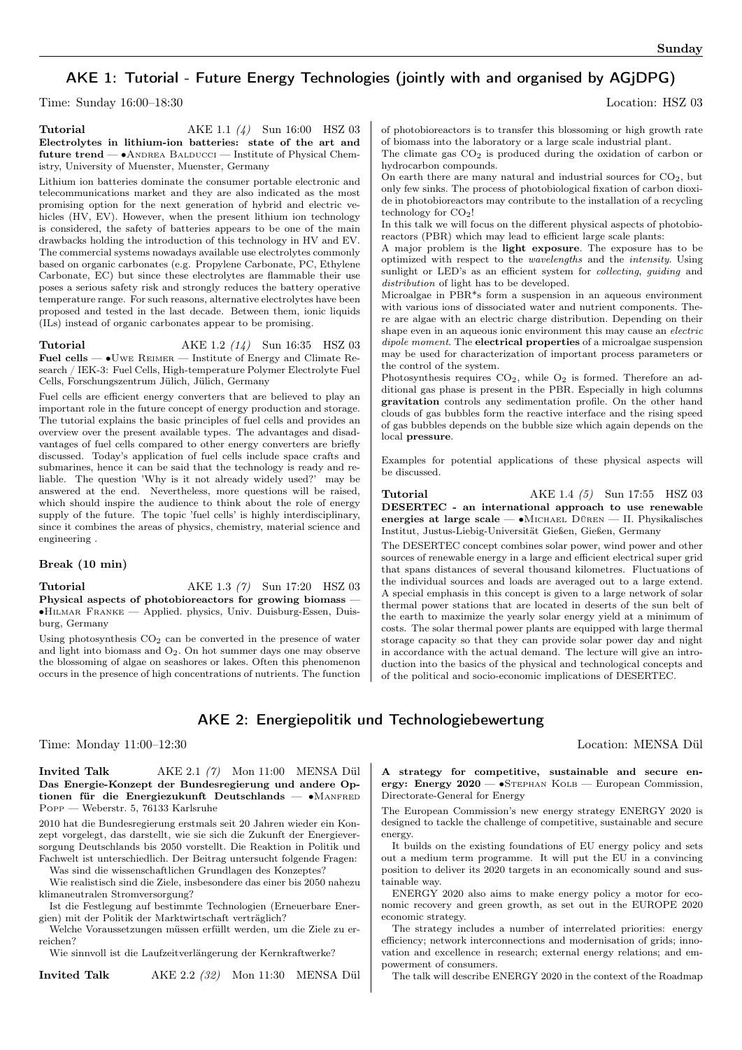## AKE 1: Tutorial - Future Energy Technologies (jointly with and organised by AGjDPG)

Time: Sunday 16:00–18:30 Location: HSZ 03

**Tutorial** AKE 1.1 *(4)* Sun 16:00 HSZ 03
**Electrolytes in lithium-ion batteries: state of the art and future trend** — •Andrea Balducci — Institute of Physical Chemistry, University of Muenster, Muenster, Germany

Lithium ion batteries dominate the consumer portable electronic and telecommunications market and they are also indicated as the most promising option for the next generation of hybrid and electric vehicles (HV, EV). However, when the present lithium ion technology is considered, the safety of batteries appears to be one of the main drawbacks holding the introduction of this technology in HV and EV. The commercial systems nowadays available use electrolytes commonly based on organic carbonates (e.g. Propylene Carbonate, PC, Ethylene Carbonate, EC) but since these electrolytes are flammable their use poses a serious safety risk and strongly reduces the battery operative temperature range. For such reasons, alternative electrolytes have been proposed and tested in the last decade. Between them, ionic liquids (ILs) instead of organic carbonates appear to be promising.

**Tutorial** AKE 1.2 *(14)* Sun 16:35 HSZ 03
**Fuel cells** — •Uwe Reimer — Institute of Energy and Climate Research / IEK-3: Fuel Cells, High-temperature Polymer Electrolyte Fuel Cells, Forschungszentrum Jülich, Jülich, Germany

Fuel cells are efficient energy converters that are believed to play an important role in the future concept of energy production and storage. The tutorial explains the basic principles of fuel cells and provides an overview over the present available types. The advantages and disadvantages of fuel cells compared to other energy converters are briefly discussed. Today's application of fuel cells include space crafts and submarines, hence it can be said that the technology is ready and reliable. The question 'Why is it not already widely used?' may be answered at the end. Nevertheless, more questions will be raised, which should inspire the audience to think about the role of energy supply of the future. The topic 'fuel cells' is highly interdisciplinary, since it combines the areas of physics, chemistry, material science and engineering .

**Break (10 min)**

**Tutorial** AKE 1.3 *(7)* Sun 17:20 HSZ 03
**Physical aspects of photobioreactors for growing biomass** — •Hilmar Franke — Applied. physics, Univ. Duisburg-Essen, Duisburg, Germany

Using photosynthesis $CO_2$ can be converted in the presence of water and light into biomass and $O_2$. On hot summer days one may observe the blossoming of algae on seashores or lakes. Often this phenomenon occurs in the presence of high concentrations of nutrients. The function of photobioreactors is to transfer this blossoming or high growth rate of biomass into the laboratory or a large scale industrial plant.
The climate gas $CO_2$ is produced during the oxidation of carbon or hydrocarbon compounds.
On earth there are many natural and industrial sources for $CO_2$, but only few sinks. The process of photobiological fixation of carbon dioxide in photobioreactors may contribute to the installation of a recycling technology for $CO_2$!
In this talk we will focus on the different physical aspects of photobioreactors (PBR) which may lead to efficient large scale plants:
A major problem is the **light exposure**. The exposure has to be optimized with respect to the *wavelengths* and the *intensity*. Using sunlight or LED's as an efficient system for *collecting*, *guiding* and *distribution* of light has to be developed.
Microalgae in PBR*s form a suspension in an aqueous environment with various ions of dissociated water and nutrient components. There are algae with an electric charge distribution. Depending on their shape even in an aqueous ionic environment this may cause an *electric dipole moment*. The **electrical properties** of a microalgae suspension may be used for characterization of important process parameters or the control of the system.
Photosynthesis requires $CO_2$, while $O_2$ is formed. Therefore an additional gas phase is present in the PBR. Especially in high columns **gravitation** controls any sedimentation profile. On the other hand clouds of gas bubbles form the reactive interface and the rising speed of gas bubbles depends on the bubble size which again depends on the local **pressure**.

Examples for potential applications of these physical aspects will be discussed.

**Tutorial** AKE 1.4 *(5)* Sun 17:55 HSZ 03
**DESERTEC - an international approach to use renewable energies at large scale** — •Michael Düren — II. Physikalisches Institut, Justus-Liebig-Universität Gießen, Gießen, Germany

The DESERTEC concept combines solar power, wind power and other sources of renewable energy in a large and efficient electrical super grid that spans distances of several thousand kilometres. Fluctuations of the individual sources and loads are averaged out to a large extend. A special emphasis in this concept is given to a large network of solar thermal power stations that are located in deserts of the sun belt of the earth to maximize the yearly solar energy yield at a minimum of costs. The solar thermal power plants are equipped with large thermal storage capacity so that they can provide solar power day and night in accordance with the actual demand. The lecture will give an introduction into the basics of the physical and technological concepts and of the political and socio-economic implications of DESERTEC.

## AKE 2: Energiepolitik und Technologiebewertung

Time: Monday 11:00–12:30 Location: MENSA Dül

**Invited Talk** AKE 2.1 *(7)* Mon 11:00 MENSA Dül
**Das Energie-Konzept der Bundesregierung und andere Optionen für die Energiezukunft Deutschlands** — •Manfred Popp — Weberstr. 5, 76133 Karlsruhe

2010 hat die Bundesregierung erstmals seit 20 Jahren wieder ein Konzept vorgelegt, das darstellt, wie sie sich die Zukunft der Energieversorgung Deutschlands bis 2050 vorstellt. Die Reaktion in Politik und Fachwelt ist unterschiedlich. Der Beitrag untersucht folgende Fragen:
Was sind die wissenschaftlichen Grundlagen des Konzeptes?
Wie realistisch sind die Ziele, insbesondere das einer bis 2050 nahezu klimaneutralen Stromversorgung?
Ist die Festlegung auf bestimmte Technologien (Erneuerbare Energien) mit der Politik der Marktwirtschaft verträglich?
Welche Voraussetzungen müssen erfüllt werden, um die Ziele zu erreichen?
Wie sinnvoll ist die Laufzeitverlängerung der Kernkraftwerke?

**Invited Talk** AKE 2.2 *(32)* Mon 11:30 MENSA Dül
**A strategy for competitive, sustainable and secure energy: Energy 2020** — •Stephan Kolb — European Commission, Directorate-General for Energy

The European Commission's new energy strategy ENERGY 2020 is designed to tackle the challenge of competitive, sustainable and secure energy.
It builds on the existing foundations of EU energy policy and sets out a medium term programme. It will put the EU in a convincing position to deliver its 2020 targets in an economically sound and sustainable way.
ENERGY 2020 also aims to make energy policy a motor for economic recovery and green growth, as set out in the EUROPE 2020 economic strategy.
The strategy includes a number of interrelated priorities: energy efficiency; network interconnections and modernisation of grids; innovation and excellence in research; external energy relations; and empowerment of consumers.
The talk will describe ENERGY 2020 in the context of the Roadmap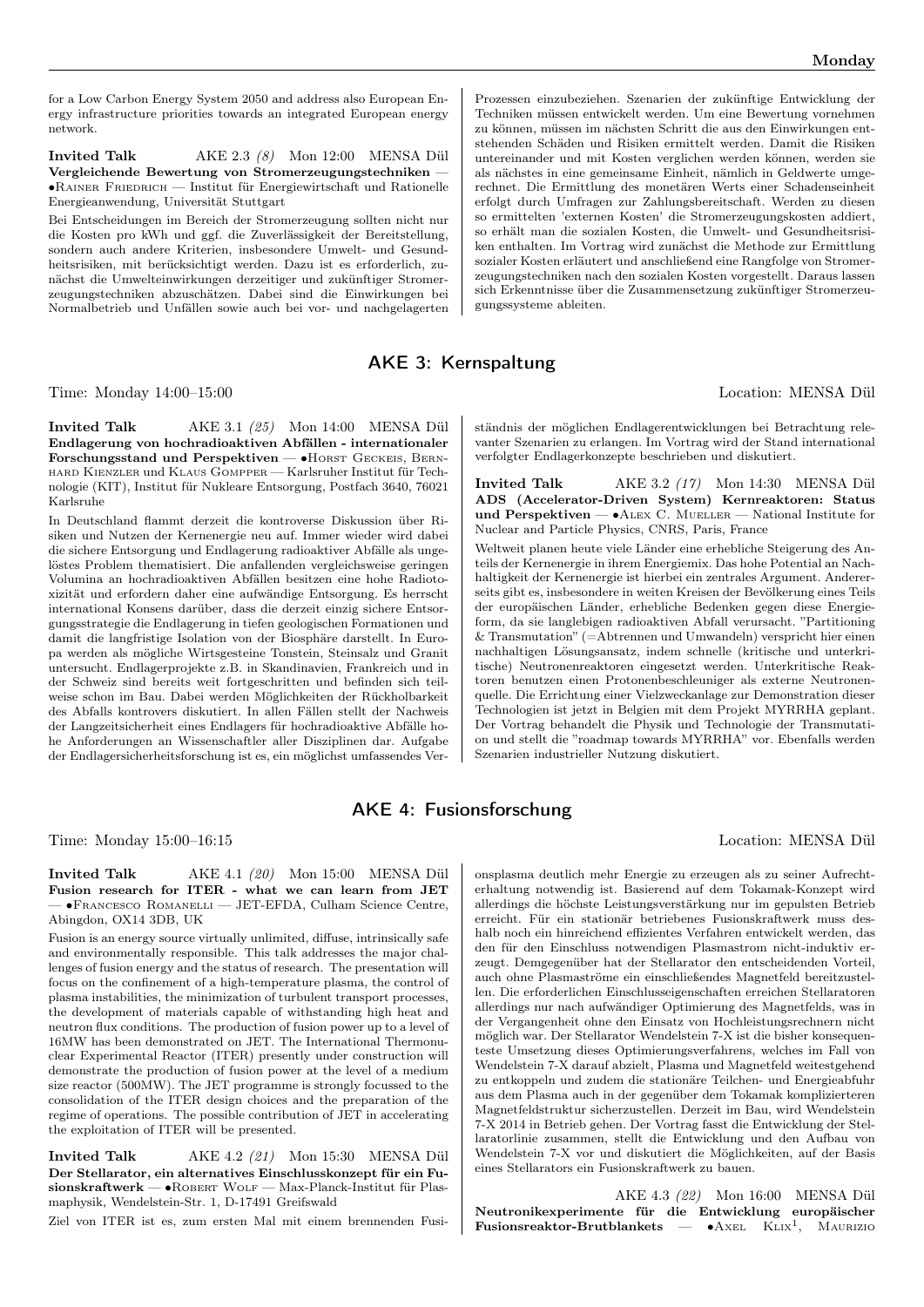for a Low Carbon Energy System 2050 and address also European Energy infrastructure priorities towards an integrated European energy network.

**Invited Talk** AKE 2.3 *(8)* Mon 12:00 MENSA Dül
**Vergleichende Bewertung von Stromerzeugungstechniken** — •Rainer Friedrich — Institut für Energiewirtschaft und Rationelle Energieanwendung, Universität Stuttgart

Bei Entscheidungen im Bereich der Stromerzeugung sollten nicht nur die Kosten pro kWh und ggf. die Zuverlässigkeit der Bereitstellung, sondern auch andere Kriterien, insbesondere Umwelt- und Gesundheitsrisiken, mit berücksichtigt werden. Dazu ist es erforderlich, zunächst die Umwelteinwirkungen derzeitiger und zukünftiger Stromerzeugungstechniken abzuschätzen. Dabei sind die Einwirkungen bei Normalbetrieb und Unfällen sowie auch bei vor- und nachgelagerten Prozessen einzubeziehen. Szenarien der zukünftige Entwicklung der Techniken müssen entwickelt werden. Um eine Bewertung vornehmen zu können, müssen im nächsten Schritt die aus den Einwirkungen entstehenden Schäden und Risiken ermittelt werden. Damit die Risiken untereinander und mit Kosten verglichen werden können, werden sie als nächstes in eine gemeinsame Einheit, nämlich in Geldwerte umgerechnet. Die Ermittlung des monetären Werts einer Schadenseinheit erfolgt durch Umfragen zur Zahlungsbereitschaft. Werden zu diesen so ermittelten 'externen Kosten' die Stromerzeugungskosten addiert, so erhält man die sozialen Kosten, die Umwelt- und Gesundheitsrisiken enthalten. Im Vortrag wird zunächst die Methode zur Ermittlung sozialer Kosten erläutert und anschließend eine Rangfolge von Stromerzeugungstechniken nach den sozialen Kosten vorgestellt. Daraus lassen sich Erkenntnisse über die Zusammensetzung zukünftiger Stromerzeugungssysteme ableiten.

## AKE 3: Kernspaltung

Time: Monday 14:00–15:00 Location: MENSA Dül

**Invited Talk** AKE 3.1 *(25)* Mon 14:00 MENSA Dül
**Endlagerung von hochradioaktiven Abfällen - internationaler Forschungsstand und Perspektiven** — •Horst Geckeis, Bernhard Kienzler und Klaus Gompper — Karlsruher Institut für Technologie (KIT), Institut für Nukleare Entsorgung, Postfach 3640, 76021 Karlsruhe

In Deutschland flammt derzeit die kontroverse Diskussion über Risiken und Nutzen der Kernenergie neu auf. Immer wieder wird dabei die sichere Entsorgung und Endlagerung radioaktiver Abfälle als ungelöstes Problem thematisiert. Die anfallenden vergleichsweise geringen Volumina an hochradioaktiven Abfällen besitzen eine hohe Radiotoxizität und erfordern daher eine aufwändige Entsorgung. Es herrscht international Konsens darüber, dass die derzeit einzig sichere Entsorgungsstrategie die Endlagerung in tiefen geologischen Formationen und damit die langfristige Isolation von der Biosphäre darstellt. In Europa werden als mögliche Wirtsgesteine Tonstein, Steinsalz und Granit untersucht. Endlagerprojekte z.B. in Skandinavien, Frankreich und in der Schweiz sind bereits weit fortgeschritten und befinden sich teilweise schon im Bau. Dabei werden Möglichkeiten der Rückholbarkeit des Abfalls kontrovers diskutiert. In allen Fällen stellt der Nachweis der Langzeitsicherheit eines Endlagers für hochradioaktive Abfälle hohe Anforderungen an Wissenschaftler aller Disziplinen dar. Aufgabe der Endlagersicherheitsforschung ist es, ein möglichst umfassendes Verständnis der möglichen Endlagerentwicklungen bei Betrachtung relevanter Szenarien zu erlangen. Im Vortrag wird der Stand international verfolgter Endlagerkonzepte beschrieben und diskutiert.

**Invited Talk** AKE 3.2 *(17)* Mon 14:30 MENSA Dül
**ADS (Accelerator-Driven System) Kernreaktoren: Status und Perspektiven** — •Alex C. Mueller — National Institute for Nuclear and Particle Physics, CNRS, Paris, France

Weltweit planen heute viele Länder eine erhebliche Steigerung des Anteils der Kernenergie in ihrem Energiemix. Das hohe Potential an Nachhaltigkeit der Kernenergie ist hierbei ein zentrales Argument. Andererseits gibt es, insbesondere in weiten Kreisen der Bevölkerung eines Teils der europäischen Länder, erhebliche Bedenken gegen diese Energieform, da sie langlebigen radioaktiven Abfall verursacht. "Partitioning & Transmutation" (=Abtrennen und Umwandeln) verspricht hier einen nachhaltigen Lösungsansatz, indem schnelle (kritische und unterkritische) Neutronenreaktoren eingesetzt werden. Unterkritische Reaktoren benutzen einen Protonenbeschleuniger als externe Neutronenquelle. Die Errichtung einer Vielzweckanlage zur Demonstration dieser Technologien ist jetzt in Belgien mit dem Projekt MYRRHA geplant. Der Vortrag behandelt die Physik und Technologie der Transmutation und stellt die "roadmap towards MYRRHA" vor. Ebenfalls werden Szenarien industrieller Nutzung diskutiert.

## AKE 4: Fusionsforschung

Time: Monday 15:00–16:15 Location: MENSA Dül

**Invited Talk** AKE 4.1 *(20)* Mon 15:00 MENSA Dül
**Fusion research for ITER - what we can learn from JET** — •Francesco Romanelli — JET-EFDA, Culham Science Centre, Abingdon, OX14 3DB, UK

Fusion is an energy source virtually unlimited, diffuse, intrinsically safe and environmentally responsible. This talk addresses the major challenges of fusion energy and the status of research. The presentation will focus on the confinement of a high-temperature plasma, the control of plasma instabilities, the minimization of turbulent transport processes, the development of materials capable of withstanding high heat and neutron flux conditions. The production of fusion power up to a level of 16MW has been demonstrated on JET. The International Thermonuclear Experimental Reactor (ITER) presently under construction will demonstrate the production of fusion power at the level of a medium size reactor (500MW). The JET programme is strongly focussed to the consolidation of the ITER design choices and the preparation of the regime of operations. The possible contribution of JET in accelerating the exploitation of ITER will be presented.

**Invited Talk** AKE 4.2 *(21)* Mon 15:30 MENSA Dül
**Der Stellarator, ein alternatives Einschlusskonzept für ein Fusionskraftwerk** — •Robert Wolf — Max-Planck-Institut für Plasmaphysik, Wendelstein-Str. 1, D-17491 Greifswald

Ziel von ITER ist es, zum ersten Mal mit einem brennenden Fusionsplasma deutlich mehr Energie zu erzeugen als zu seiner Aufrechterhaltung notwendig ist. Basierend auf dem Tokamak-Konzept wird allerdings die höchste Leistungsverstärkung nur im gepulsten Betrieb erreicht. Für ein stationär betriebenes Fusionskraftwerk muss deshalb noch ein hinreichend effizientes Verfahren entwickelt werden, das den für den Einschluss notwendigen Plasmastrom nicht-induktiv erzeugt. Demgegenüber hat der Stellarator den entscheidenden Vorteil, auch ohne Plasmaströme ein einschließendes Magnetfeld bereitzustellen. Die erforderlichen Einschlusseigenschaften erreichen Stellaratoren allerdings nur nach aufwändiger Optimierung des Magnetfelds, was in der Vergangenheit ohne den Einsatz von Hochleistungsrechnern nicht möglich war. Der Stellarator Wendelstein 7-X ist die bisher konsequenteste Umsetzung dieses Optimierungsverfahrens, welches im Fall von Wendelstein 7-X darauf abzielt, Plasma und Magnetfeld weitestgehend zu entkoppeln und zudem die stationäre Teilchen- und Energieabfuhr aus dem Plasma auch in der gegenüber dem Tokamak komplizierteren Magnetfeldstruktur sicherzustellen. Derzeit im Bau, wird Wendelstein 7-X 2014 in Betrieb gehen. Der Vortrag fasst die Entwicklung der Stellaratorlinie zusammen, stellt die Entwicklung und den Aufbau von Wendelstein 7-X vor und diskutiert die Möglichkeiten, auf der Basis eines Stellarators ein Fusionskraftwerk zu bauen.

AKE 4.3 *(22)* Mon 16:00 MENSA Dül
**Neutronikexperimente für die Entwicklung europäischer Fusionsreaktor-Brutblankets** — •Axel Klix[1], Maurizio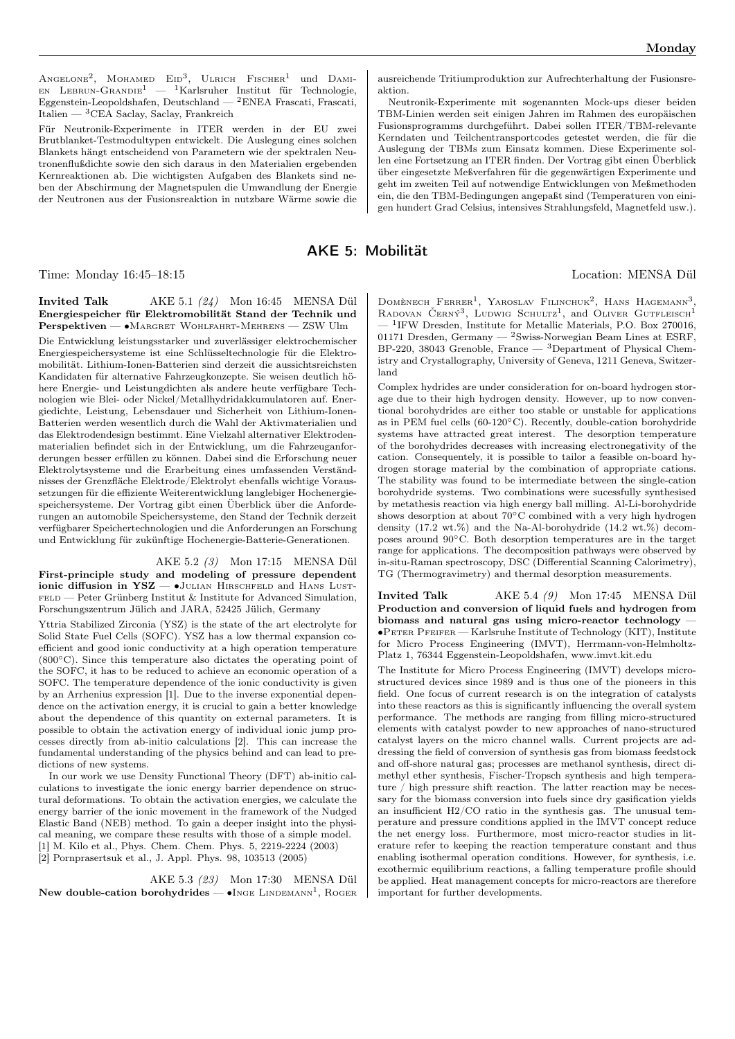Angelone[2], Mohamed Eid[3], Ulrich Fischer[1] und Damien Lebrun-Grandie[1] — [1]Karlsruher Institut für Technologie, Eggenstein-Leopoldshafen, Deutschland — [2]ENEA Frascati, Frascati, Italien — [3]CEA Saclay, Saclay, Frankreich

Für Neutronik-Experimente in ITER werden in der EU zwei Brutblanket-Testmodultypen entwickelt. Die Auslegung eines solchen Blankets hängt entscheidend von Parametern wie der spektralen Neutronenflußdichte sowie den sich daraus in den Materialien ergebenden Kernreaktionen ab. Die wichtigsten Aufgaben des Blankets sind neben der Abschirmung der Magnetspulen die Umwandlung der Energie der Neutronen aus der Fusionsreaktion in nutzbare Wärme sowie die ausreichende Tritiumproduktion zur Aufrechterhaltung der Fusionsreaktion.

Neutronik-Experimente mit sogenannten Mock-ups dieser beiden TBM-Linien werden seit einigen Jahren im Rahmen des europäischen Fusionsprogramms durchgeführt. Dabei sollen ITER/TBM-relevante Kerndaten und Teilchentransportcodes getestet werden, die für die Auslegung der TBMs zum Einsatz kommen. Diese Experimente sollen eine Fortsetzung an ITER finden. Der Vortrag gibt einen Überblick über eingesetzte Meßverfahren für die gegenwärtigen Experimente und geht im zweiten Teil auf notwendige Entwicklungen von Meßmethoden ein, die den TBM-Bedingungen angepaßt sind (Temperaturen von einigen hundert Grad Celsius, intensives Strahlungsfeld, Magnetfeld usw.).

## AKE 5: Mobilität

Time: Monday 16:45–18:15 Location: MENSA Dül

**Invited Talk** AKE 5.1 *(24)* Mon 16:45 MENSA Dül
**Energiespeicher für Elektromobilität Stand der Technik und Perspektiven** — •Margret Wohlfahrt-Mehrens — ZSW Ulm

Die Entwicklung leistungsstarker und zuverlässiger elektrochemischer Energiespeichersysteme ist eine Schlüsseltechnologie für die Elektromobilität. Lithium-Ionen-Batterien sind derzeit die aussichtsreichsten Kandidaten für alternative Fahrzeugkonzepte. Sie weisen deutlich höhere Energie- und Leistungdichten als andere heute verfügbare Technologien wie Blei- oder Nickel/Metallhydridakkumulatoren auf. Energiedichte, Leistung, Lebensdauer und Sicherheit von Lithium-Ionen-Batterien werden wesentlich durch die Wahl der Aktivmaterialien und das Elektrodendesign bestimmt. Eine Vielzahl alternativer Elektrodenmaterialien befindet sich in der Entwicklung, um die Fahrzeuganforderungen besser erfüllen zu können. Dabei sind die Erforschung neuer Elektrolytsysteme und die Erarbeitung eines umfassenden Verständnisses der Grenzfläche Elektrode/Elektrolyt ebenfalls wichtige Voraussetzungen für die effiziente Weiterentwicklung langlebiger Hochenergiespeichersysteme. Der Vortrag gibt einen Überblick über die Anforderungen an automobile Speichersysteme, den Stand der Technik derzeit verfügbarer Speichertechnologien und die Anforderungen an Forschung und Entwicklung für zukünftige Hochenergie-Batterie-Generationen.

AKE 5.2 *(3)* Mon 17:15 MENSA Dül
**First-principle study and modeling of pressure dependent ionic diffusion in YSZ** — •Julian Hirschfeld and Hans Lustfeld — Peter Grünberg Institut & Institute for Advanced Simulation, Forschungszentrum Jülich and JARA, 52425 Jülich, Germany

Yttria Stabilized Zirconia (YSZ) is the state of the art electrolyte for Solid State Fuel Cells (SOFC). YSZ has a low thermal expansion coefficient and good ionic conductivity at a high operation temperature (800°C). Since this temperature also dictates the operating point of the SOFC, it has to be reduced to achieve an economic operation of a SOFC. The temperature dependence of the ionic conductivity is given by an Arrhenius expression [1]. Due to the inverse exponential dependence on the activation energy, it is crucial to gain a better knowledge about the dependence of this quantity on external parameters. It is possible to obtain the activation energy of individual ionic jump processes directly from ab-initio calculations [2]. This can increase the fundamental understanding of the physics behind and can lead to predictions of new systems.

In our work we use Density Functional Theory (DFT) ab-initio calculations to investigate the ionic energy barrier dependence on structural deformations. To obtain the activation energies, we calculate the energy barrier of the ionic movement in the framework of the Nudged Elastic Band (NEB) method. To gain a deeper insight into the physical meaning, we compare these results with those of a simple model.
[1] M. Kilo et al., Phys. Chem. Chem. Phys. 5, 2219-2224 (2003)
[2] Pornprasertsuk et al., J. Appl. Phys. 98, 103513 (2005)

AKE 5.3 *(23)* Mon 17:30 MENSA Dül
**New double-cation borohydrides** — •Inge Lindemann[1], Roger Domènech Ferrer[1], Yaroslav Filinchuk[2], Hans Hagemann[3], Radovan Černý[3], Ludwig Schultz[1], and Oliver Gutfleisch[1] — [1]IFW Dresden, Institute for Metallic Materials, P.O. Box 270016, 01171 Dresden, Germany — [2]Swiss-Norwegian Beam Lines at ESRF, BP-220, 38043 Grenoble, France — [3]Department of Physical Chemistry and Crystallography, University of Geneva, 1211 Geneva, Switzerland

Complex hydrides are under consideration for on-board hydrogen storage due to their high hydrogen density. However, up to now conventional borohydrides are either too stable or unstable for applications as in PEM fuel cells (60-120°C). Recently, double-cation borohydride systems have attracted great interest. The desorption temperature of the borohydrides decreases with increasing electronegativity of the cation. Consequentely, it is possible to tailor a feasible on-board hydrogen storage material by the combination of appropriate cations. The stability was found to be intermediate between the single-cation borohydride systems. Two combinations were sucessfully synthesised by metathesis reaction via high energy ball milling. Al-Li-borohydride shows desorption at about 70°C combined with a very high hydrogen density (17.2 wt.%) and the Na-Al-borohydride (14.2 wt.%) decomposes around 90°C. Both desorption temperatures are in the target range for applications. The decomposition pathways were observed by in-situ-Raman spectroscopy, DSC (Differential Scanning Calorimetry), TG (Thermogravimetry) and thermal desorption measurements.

**Invited Talk** AKE 5.4 *(9)* Mon 17:45 MENSA Dül
**Production and conversion of liquid fuels and hydrogen from biomass and natural gas using micro-reactor technology** — •Peter Pfeifer — Karlsruhe Institute of Technology (KIT), Institute for Micro Process Engineering (IMVT), Herrmann-von-Helmholtz-Platz 1, 76344 Eggenstein-Leopoldshafen, www.imvt.kit.edu

The Institute for Micro Process Engineering (IMVT) develops microstructured devices since 1989 and is thus one of the pioneers in this field. One focus of current research is on the integration of catalysts into these reactors as this is significantly influencing the overall system performance. The methods are ranging from filling micro-structured elements with catalyst powder to new approaches of nano-structured catalyst layers on the micro channel walls. Current projects are addressing the field of conversion of synthesis gas from biomass feedstock and off-shore natural gas; processes are methanol synthesis, direct dimethyl ether synthesis, Fischer-Tropsch synthesis and high temperature / high pressure shift reaction. The latter reaction may be necessary for the biomass conversion into fuels since dry gasification yields an insufficient H2/CO ratio in the synthesis gas. The unusual temperature and pressure conditions applied in the IMVT concept reduce the net energy loss. Furthermore, most micro-reactor studies in literature refer to keeping the reaction temperature constant and thus enabling isothermal operation conditions. However, for synthesis, i.e. exothermic equilibrium reactions, a falling temperature profile should be applied. Heat management concepts for micro-reactors are therefore important for further developments.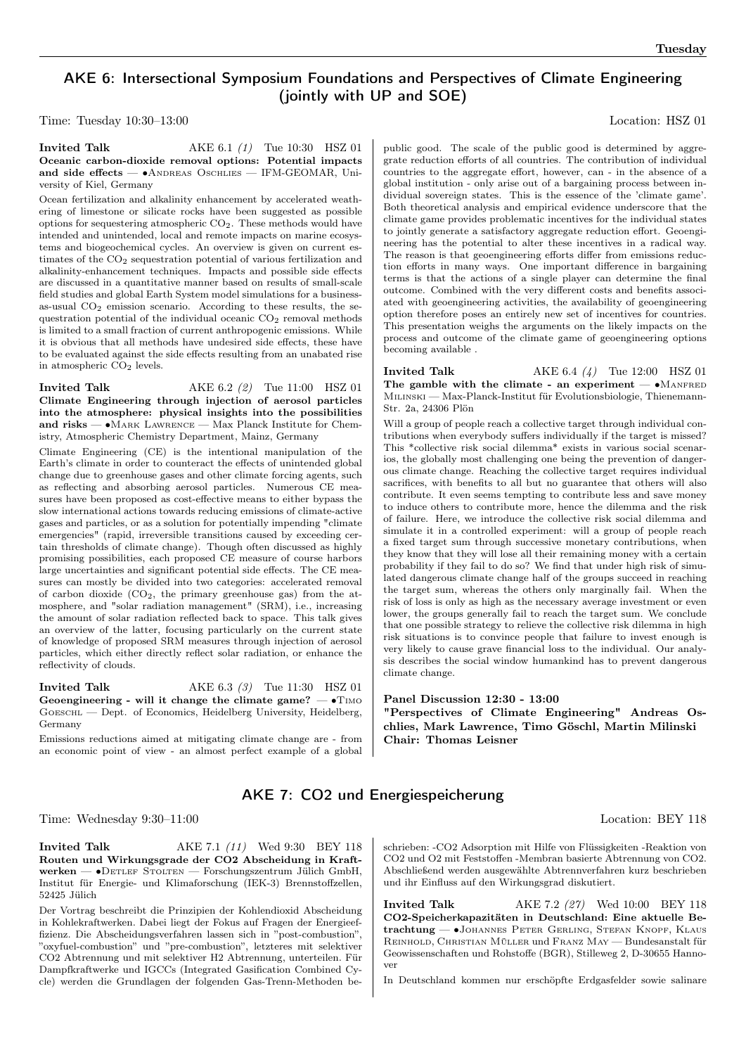## AKE 6: Intersectional Symposium Foundations and Perspectives of Climate Engineering (jointly with UP and SOE)

Time: Tuesday 10:30–13:00 Location: HSZ 01

**Invited Talk** AKE 6.1 *(1)* Tue 10:30 HSZ 01
**Oceanic carbon-dioxide removal options: Potential impacts and side effects** — •Andreas Oschlies — IFM-GEOMAR, University of Kiel, Germany

Ocean fertilization and alkalinity enhancement by accelerated weathering of limestone or silicate rocks have been suggested as possible options for sequestering atmospheric $CO_2$. These methods would have intended and unintended, local and remote impacts on marine ecosystems and biogeochemical cycles. An overview is given on current estimates of the $CO_2$ sequestration potential of various fertilization and alkalinity-enhancement techniques. Impacts and possible side effects are discussed in a quantitative manner based on results of small-scale field studies and global Earth System model simulations for a business-as-usual $CO_2$ emission scenario. According to these results, the sequestration potential of the individual oceanic $CO_2$ removal methods is limited to a small fraction of current anthropogenic emissions. While it is obvious that all methods have undesired side effects, these have to be evaluated against the side effects resulting from an unabated rise in atmospheric $CO_2$ levels.

**Invited Talk** AKE 6.2 *(2)* Tue 11:00 HSZ 01
**Climate Engineering through injection of aerosol particles into the atmosphere: physical insights into the possibilities and risks** — •Mark Lawrence — Max Planck Institute for Chemistry, Atmospheric Chemistry Department, Mainz, Germany

Climate Engineering (CE) is the intentional manipulation of the Earth's climate in order to counteract the effects of unintended global change due to greenhouse gases and other climate forcing agents, such as reflecting and absorbing aerosol particles. Numerous CE measures have been proposed as cost-effective means to either bypass the slow international actions towards reducing emissions of climate-active gases and particles, or as a solution for potentially impending "climate emergencies" (rapid, irreversible transitions caused by exceeding certain thresholds of climate change). Though often discussed as highly promising possibilities, each proposed CE measure of course harbors large uncertainties and significant potential side effects. The CE measures can mostly be divided into two categories: accelerated removal of carbon dioxide ($CO_2$, the primary greenhouse gas) from the atmosphere, and "solar radiation management" (SRM), i.e., increasing the amount of solar radiation reflected back to space. This talk gives an overview of the latter, focusing particularly on the current state of knowledge of proposed SRM measures through injection of aerosol particles, which either directly reflect solar radiation, or enhance the reflectivity of clouds.

**Invited Talk** AKE 6.3 *(3)* Tue 11:30 HSZ 01
**Geoengineering - will it change the climate game?** — •Timo Goeschl — Dept. of Economics, Heidelberg University, Heidelberg, Germany

Emissions reductions aimed at mitigating climate change are - from an economic point of view - an almost perfect example of a global public good. The scale of the public good is determined by aggregrate reduction efforts of all countries. The contribution of individual countries to the aggregate effort, however, can - in the absence of a global institution - only arise out of a bargaining process between individual sovereign states. This is the essence of the 'climate game'. Both theoretical analysis and empirical evidence underscore that the climate game provides problematic incentives for the individual states to jointly generate a satisfactory aggregate reduction effort. Geoengineering has the potential to alter these incentives in a radical way. The reason is that geoengineering efforts differ from emissions reduction efforts in many ways. One important difference in bargaining terms is that the actions of a single player can determine the final outcome. Combined with the very different costs and benefits associated with geoengineering activities, the availability of geoengineering option therefore poses an entirely new set of incentives for countries. This presentation weighs the arguments on the likely impacts on the process and outcome of the climate game of geoengineering options becoming available .

**Invited Talk** AKE 6.4 *(4)* Tue 12:00 HSZ 01
**The gamble with the climate - an experiment** — •Manfred Milinski — Max-Planck-Institut für Evolutionsbiologie, Thienemann-Str. 2a, 24306 Plön

Will a group of people reach a collective target through individual contributions when everybody suffers individually if the target is missed? This *collective risk social dilemma* exists in various social scenarios, the globally most challenging one being the prevention of dangerous climate change. Reaching the collective target requires individual sacrifices, with benefits to all but no guarantee that others will also contribute. It even seems tempting to contribute less and save money to induce others to contribute more, hence the dilemma and the risk of failure. Here, we introduce the collective risk social dilemma and simulate it in a controlled experiment: will a group of people reach a fixed target sum through successive monetary contributions, when they know that they will lose all their remaining money with a certain probability if they fail to do so? We find that under high risk of simulated dangerous climate change half of the groups succeed in reaching the target sum, whereas the others only marginally fail. When the risk of loss is only as high as the necessary average investment or even lower, the groups generally fail to reach the target sum. We conclude that one possible strategy to relieve the collective risk dilemma in high risk situations is to convince people that failure to invest enough is very likely to cause grave financial loss to the individual. Our analysis describes the social window humankind has to prevent dangerous climate change.

**Panel Discussion 12:30 - 13:00**
**"Perspectives of Climate Engineering" Andreas Oschlies, Mark Lawrence, Timo Göschl, Martin Milinski**
**Chair: Thomas Leisner**

## AKE 7: CO2 und Energiespeicherung

Time: Wednesday 9:30–11:00 Location: BEY 118

**Invited Talk** AKE 7.1 *(11)* Wed 9:30 BEY 118
**Routen und Wirkungsgrade der CO2 Abscheidung in Kraftwerken** — •Detlef Stolten — Forschungszentrum Jülich GmbH, Institut für Energie- und Klimaforschung (IEK-3) Brennstoffzellen, 52425 Jülich

Der Vortrag beschreibt die Prinzipien der Kohlendioxid Abscheidung in Kohlekraftwerken. Dabei liegt der Fokus auf Fragen der Energieeffizienz. Die Abscheidungsverfahren lassen sich in "post-combustion", "oxyfuel-combustion" und "pre-combustion", letzteres mit selektiver CO2 Abtrennung und mit selektiver H2 Abtrennung, unterteilen. Für Dampfkraftwerke und IGCCs (Integrated Gasification Combined Cycle) werden die Grundlagen der folgenden Gas-Trenn-Methoden beschrieben: -CO2 Adsorption mit Hilfe von Flüssigkeiten -Reaktion von CO2 und O2 mit Feststoffen -Membran basierte Abtrennung von CO2. Abschließend werden ausgewählte Abtrennverfahren kurz beschrieben und ihr Einfluss auf den Wirkungsgrad diskutiert.

**Invited Talk** AKE 7.2 *(27)* Wed 10:00 BEY 118
**CO2-Speicherkapazitäten in Deutschland: Eine aktuelle Betrachtung** — •Johannes Peter Gerling, Stefan Knopf, Klaus Reinhold, Christian Müller und Franz May — Bundesanstalt für Geowissenschaften und Rohstoffe (BGR), Stilleweg 2, D-30655 Hannover

In Deutschland kommen nur erschöpfte Erdgasfelder sowie salinare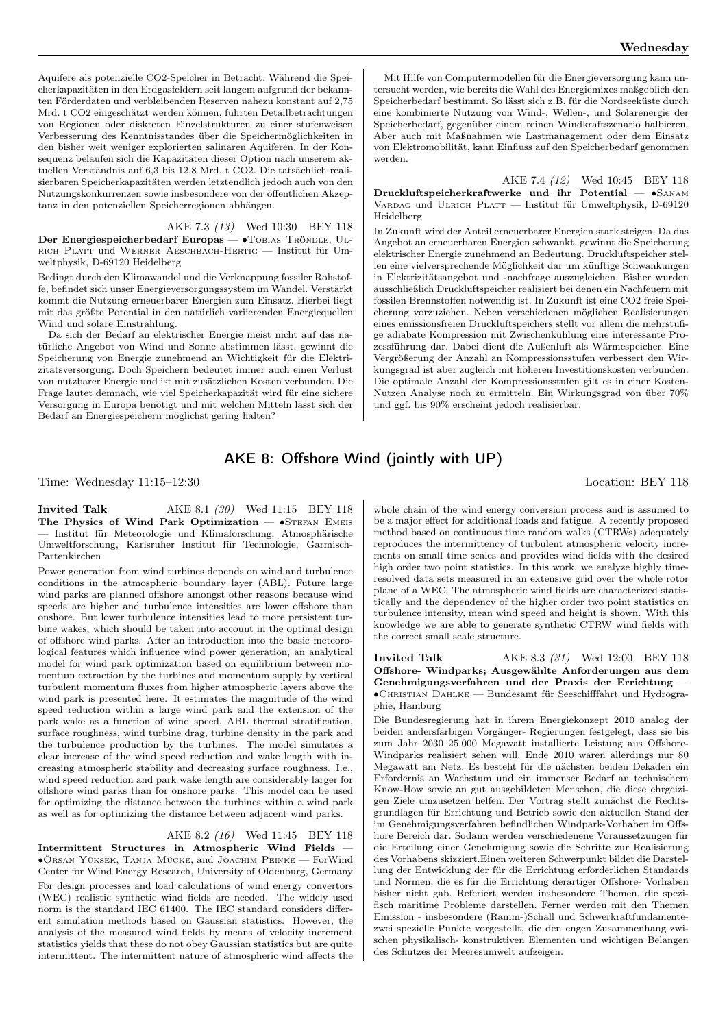Aquifere als potenzielle CO2-Speicher in Betracht. Während die Speicherkapazitäten in den Erdgasfeldern seit langem aufgrund der bekannten Förderdaten und verbleibenden Reserven nahezu konstant auf 2,75 Mrd. t CO2 eingeschätzt werden können, führten Detailbetrachtungen von Regionen oder diskreten Einzelstrukturen zu einer stufenweisen Verbesserung des Kenntnisstandes über die Speichermöglichkeiten in den bisher weit weniger explorierten salinaren Aquiferen. In der Konsequenz belaufen sich die Kapazitäten dieser Option nach unserem aktuellen Verständnis auf 6,3 bis 12,8 Mrd. t CO2. Die tatsächlich realisierbaren Speicherkapazitäten werden letztendlich jedoch auch von den Nutzungskonkurrenzen sowie insbesondere von der öffentlichen Akzeptanz in den potenziellen Speicherregionen abhängen.

AKE 7.3 *(13)* Wed 10:30 BEY 118

**Der Energiespeicherbedarf Europas** — •Tobias Tröndle, Ulrich Platt und Werner Aeschbach-Hertig — Institut für Umweltphysik, D-69120 Heidelberg

Bedingt durch den Klimawandel und die Verknappung fossiler Rohstoffe, befindet sich unser Energieversorgungssystem im Wandel. Verstärkt kommt die Nutzung erneuerbarer Energien zum Einsatz. Hierbei liegt mit das größte Potential in den natürlich variierenden Energiequellen Wind und solare Einstrahlung.

Da sich der Bedarf an elektrischer Energie meist nicht auf das natürliche Angebot von Wind und Sonne abstimmen lässt, gewinnt die Speicherung von Energie zunehmend an Wichtigkeit für die Elektrizitätsversorgung. Doch Speichern bedeutet immer auch einen Verlust von nutzbarer Energie und ist mit zusätzlichen Kosten verbunden. Die Frage lautet demnach, wie viel Speicherkapazität wird für eine sichere Versorgung in Europa benötigt und mit welchen Mitteln lässt sich der Bedarf an Energiespeichern möglichst gering halten?

Mit Hilfe von Computermodellen für die Energieversorgung kann untersucht werden, wie bereits die Wahl des Energiemixes maßgeblich den Speicherbedarf bestimmt. So lässt sich z.B. für die Nordseeküste durch eine kombinierte Nutzung von Wind-, Wellen-, und Solarenergie der Speicherbedarf, gegenüber einem reinen Windkraftszenario halbieren. Aber auch mit Maßnahmen wie Lastmanagement oder dem Einsatz von Elektromobilität, kann Einfluss auf den Speicherbedarf genommen werden.

AKE 7.4 *(12)* Wed 10:45 BEY 118

**Druckluftspeicherkraftwerke und ihr Potential** — •Sanam Vardag und Ulrich Platt — Institut für Umweltphysik, D-69120 Heidelberg

In Zukunft wird der Anteil erneuerbarer Energien stark steigen. Da das Angebot an erneuerbaren Energien schwankt, gewinnt die Speicherung elektrischer Energie zunehmend an Bedeutung. Druckluftspeicher stellen eine vielversprechende Möglichkeit dar um künftige Schwankungen in Elektrizitätsangebot und -nachfrage auszugleichen. Bisher wurden ausschließlich Druckluftspeicher realisiert bei denen ein Nachfeuern mit fossilen Brennstoffen notwendig ist. In Zukunft ist eine CO2 freie Speicherung vorzuziehen. Neben verschiedenen möglichen Realisierungen eines emissionsfreien Druckluftspeichers stellt vor allem die mehrstufige adiabate Kompression mit Zwischenkühlung eine interessante Prozessführung dar. Dabei dient die Außenluft als Wärmespeicher. Eine Vergrößerung der Anzahl an Kompressionsstufen verbessert den Wirkungsgrad ist aber zugleich mit höheren Investitionskosten verbunden. Die optimale Anzahl der Kompressionsstufen gilt es in einer Kosten-Nutzen Analyse noch zu ermitteln. Ein Wirkungsgrad von über 70% und ggf. bis 90% erscheint jedoch realisierbar.

## AKE 8: Offshore Wind (jointly with UP)

Time: Wednesday 11:15–12:30 Location: BEY 118

**Invited Talk** AKE 8.1 *(30)* Wed 11:15 BEY 118

**The Physics of Wind Park Optimization** — •Stefan Emeis — Institut für Meteorologie und Klimaforschung, Atmosphärische Umweltforschung, Karlsruher Institut für Technologie, Garmisch-Partenkirchen

Power generation from wind turbines depends on wind and turbulence conditions in the atmospheric boundary layer (ABL). Future large wind parks are planned offshore amongst other reasons because wind speeds are higher and turbulence intensities are lower offshore than onshore. But lower turbulence intensities lead to more persistent turbine wakes, which should be taken into account in the optimal design of offshore wind parks. After an introduction into the basic meteorological features which influence wind power generation, an analytical model for wind park optimization based on equilibrium between momentum extraction by the turbines and momentum supply by vertical turbulent momentum fluxes from higher atmospheric layers above the wind park is presented here. It estimates the magnitude of the wind speed reduction within a large wind park and the extension of the park wake as a function of wind speed, ABL thermal stratification, surface roughness, wind turbine drag, turbine density in the park and the turbulence production by the turbines. The model simulates a clear increase of the wind speed reduction and wake length with increasing atmospheric stability and decreasing surface roughness. I.e., wind speed reduction and park wake length are considerably larger for offshore wind parks than for onshore parks. This model can be used for optimizing the distance between the turbines within a wind park as well as for optimizing the distance between adjacent wind parks.

AKE 8.2 *(16)* Wed 11:45 BEY 118

**Intermittent Structures in Atmospheric Wind Fields** — •Örsan Yüksek, Tanja Mücke, and Joachim Peinke — ForWind Center for Wind Energy Research, University of Oldenburg, Germany

For design processes and load calculations of wind energy convertors (WEC) realistic synthetic wind fields are needed. The widely used norm is the standard IEC 61400. The IEC standard considers different simulation methods based on Gaussian statistics. However, the analysis of the measured wind fields by means of velocity increment statistics yields that these do not obey Gaussian statistics but are quite intermittent. The intermittent nature of atmospheric wind affects the whole chain of the wind energy conversion process and is assumed to be a major effect for additional loads and fatigue. A recently proposed method based on continuous time random walks (CTRWs) adequately reproduces the intermittency of turbulent atmospheric velocity increments on small time scales and provides wind fields with the desired high order two point statistics. In this work, we analyze highly time-resolved data sets measured in an extensive grid over the whole rotor plane of a WEC. The atmospheric wind fields are characterized statistically and the dependency of the higher order two point statistics on turbulence intensity, mean wind speed and height is shown. With this knowledge we are able to generate synthetic CTRW wind fields with the correct small scale structure.

**Invited Talk** AKE 8.3 *(31)* Wed 12:00 BEY 118

**Offshore- Windparks; Ausgewählte Anforderungen aus dem Genehmigungsverfahren und der Praxis der Errichtung** — •Christian Dahlke — Bundesamt für Seeschifffahrt und Hydrographie, Hamburg

Die Bundesregierung hat in ihrem Energiekonzept 2010 analog der beiden andersfarbigen Vorgänger- Regierungen festgelegt, dass sie bis zum Jahr 2030 25.000 Megawatt installierte Leistung aus Offshore-Windparks realisiert sehen will. Ende 2010 waren allerdings nur 80 Megawatt am Netz. Es besteht für die nächsten beiden Dekaden ein Erfordernis an Wachstum und ein immenser Bedarf an technischem Know-How sowie an gut ausgebildeten Menschen, die diese ehrgeizigen Ziele umzusetzen helfen. Der Vortrag stellt zunächst die Rechtsgrundlagen für Errichtung und Betrieb sowie den aktuellen Stand der im Genehmigungsverfahren befindlichen Windpark-Vorhaben im Offshore Bereich dar. Sodann werden verschiedenene Voraussetzungen für die Erteilung einer Genehmigung sowie die Schritte zur Realisierung des Vorhabens skizziert.Einen weiteren Schwerpunkt bildet die Darstellung der Entwicklung der für die Errichtung erforderlichen Standards und Normen, die es für die Errichtung derartiger Offshore- Vorhaben bisher nicht gab. Referiert werden insbesondere Themen, die spezifisch maritime Probleme darstellen. Ferner werden mit den Themen Emission - insbesondere (Ramm-)Schall und Schwerkraftfundamente- zwei spezielle Punkte vorgestellt, die den engen Zusammenhang zwischen physikalisch- konstruktiven Elementen und wichtigen Belangen des Schutzes der Meeresumwelt aufzeigen.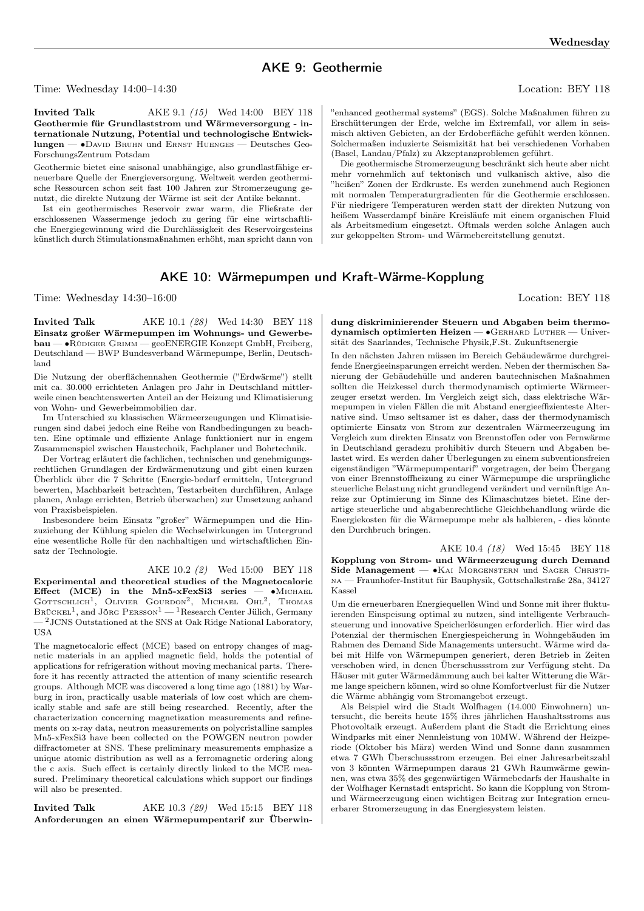## AKE 9: Geothermie

Time: Wednesday 14:00–14:30 Location: BEY 118

**Invited Talk** AKE 9.1 *(15)* Wed 14:00 BEY 118
**Geothermie für Grundlaststrom und Wärmeversorgung - internationale Nutzung, Potential und technologische Entwicklungen** — •David Bruhn und Ernst Huenges — Deutsches GeoForschungsZentrum Potsdam

Geothermie bietet eine saisonal unabhängige, also grundlastfähige erneuerbare Quelle der Energieversorgung. Weltweit werden geothermische Ressourcen schon seit fast 100 Jahren zur Stromerzeugung genutzt, die direkte Nutzung der Wärme ist seit der Antike bekannt.

Ist ein geothermisches Reservoir zwar warm, die Fließrate der erschlossenen Wassermenge jedoch zu gering für eine wirtschaftliche Energiegewinnung wird die Durchlässigkeit des Reservoirgesteins künstlich durch Stimulationsmaßnahmen erhöht, man spricht dann von "enhanced geothermal systems" (EGS). Solche Maßnahmen führen zu Erschütterungen der Erde, welche im Extremfall, vor allem in seismisch aktiven Gebieten, an der Erdoberfläche gefühlt werden können. Solchermaßen induzierte Seismizität hat bei verschiedenen Vorhaben (Basel, Landau/Pfalz) zu Akzeptanzproblemen geführt.

Die geothermische Stromerzeugung beschränkt sich heute aber nicht mehr vornehmlich auf tektonisch und vulkanisch aktive, also die "heißen" Zonen der Erdkruste. Es werden zunehmend auch Regionen mit normalen Temperaturgradienten für die Geothermie erschlossen. Für niedrigere Temperaturen werden statt der direkten Nutzung von heißem Wasserdampf binäre Kreisläufe mit einem organischen Fluid als Arbeitsmedium eingesetzt. Oftmals werden solche Anlagen auch zur gekoppelten Strom- und Wärmebereitstellung genutzt.

## AKE 10: Wärmepumpen und Kraft-Wärme-Kopplung

Time: Wednesday 14:30–16:00 Location: BEY 118

**Invited Talk** AKE 10.1 *(28)* Wed 14:30 BEY 118
**Einsatz großer Wärmepumpen im Wohnungs- und Gewerbebau** — •Rüdiger Grimm — geoENERGIE Konzept GmbH, Freiberg, Deutschland — BWP Bundesverband Wärmepumpe, Berlin, Deutschland

Die Nutzung der oberflächennahen Geothermie ("Erdwärme") stellt mit ca. 30.000 errichteten Anlagen pro Jahr in Deutschland mittlerweile einen beachtenswerten Anteil an der Heizung und Klimatisierung von Wohn- und Gewerbeimmobilien dar.

Im Unterschied zu klassischen Wärmeerzeugungen und Klimatisierungen sind dabei jedoch eine Reihe von Randbedingungen zu beachten. Eine optimale und effiziente Anlage funktioniert nur in engem Zusammenspiel zwischen Haustechnik, Fachplaner und Bohrtechnik.

Der Vortrag erläutert die fachlichen, technischen und genehmigungsrechtlichen Grundlagen der Erdwärmenutzung und gibt einen kurzen Überblick über die 7 Schritte (Energie-bedarf ermitteln, Untergrund bewerten, Machbarkeit betrachten, Testarbeiten durchführen, Anlage planen, Anlage errichten, Betrieb überwachen) zur Umsetzung anhand von Praxisbeispielen.

Insbesondere beim Einsatz "großer" Wärmepumpen und die Hinzuziehung der Kühlung spielen die Wechselwirkungen im Untergrund eine wesentliche Rolle für den nachhaltigen und wirtschaftlichen Einsatz der Technologie.

AKE 10.2 *(2)* Wed 15:00 BEY 118
**Experimental and theoretical studies of the Magnetocaloric Effect (MCE) in the Mn5-xFexSi3 series** — •Michael Gottschlich[1], Olivier Gourdon[2], Michael Ohl[2], Thomas Brückel[1], and Jörg Persson[1] — [1]Research Center Jülich, Germany — [2]JCNS Outstationed at the SNS at Oak Ridge National Laboratory, USA

The magnetocaloric effect (MCE) based on entropy changes of magnetic materials in an applied magnetic field, holds the potential of applications for refrigeration without moving mechanical parts. Therefore it has recently attracted the attention of many scientific research groups. Although MCE was discovered a long time ago (1881) by Warburg in iron, practically usable materials of low cost which are chemically stable and safe are still being researched. Recently, after the characterization concerning magnetization measurements and refinements on x-ray data, neutron measurements on polycristalline samples Mn5-xFexSi3 have been collected on the POWGEN neutron powder diffractometer at SNS. These preliminary measurements emphasize a unique atomic distribution as well as a ferromagnetic ordering along the c axis. Such effect is certainly directly linked to the MCE measured. Preliminary theoretical calculations which support our findings will also be presented.

**Invited Talk** AKE 10.3 *(29)* Wed 15:15 BEY 118
**Anforderungen an einen Wärmepumpentarif zur Überwindung diskriminierender Steuern und Abgaben beim thermodynamisch optimierten Heizen** — •Gerhard Luther — Universität des Saarlandes, Technische Physik,F.St. Zukunftsenergie

In den nächsten Jahren müssen im Bereich Gebäudewärme durchgreifende Energieeinsparungen erreicht werden. Neben der thermischen Sanierung der Gebäudehülle und anderen bautechnischen Maßnahmen sollten die Heizkessel durch thermodynamisch optimierte Wärmeerzeuger ersetzt werden. Im Vergleich zeigt sich, dass elektrische Wärmepumpen in vielen Fällen die mit Abstand energieeffizienteste Alternative sind. Umso seltsamer ist es daher, dass der thermodynamisch optimierte Einsatz von Strom zur dezentralen Wärmeerzeugung im Vergleich zum direkten Einsatz von Brennstoffen oder von Fernwärme in Deutschland geradezu prohibitiv durch Steuern und Abgaben belastet wird. Es werden daher Überlegungen zu einem subventionsfreien eigenständigen "Wärmepumpentarif" vorgetragen, der beim Übergang von einer Brennstoffheizung zu einer Wärmepumpe die ursprüngliche steuerliche Belastung nicht grundlegend verändert und vernünftige Anreize zur Optimierung im Sinne des Klimaschutzes bietet. Eine derartige steuerliche und abgabenrechtliche Gleichbehandlung würde die Energiekosten für die Wärmepumpe mehr als halbieren, - dies könnte den Durchbruch bringen.

AKE 10.4 *(18)* Wed 15:45 BEY 118
**Kopplung von Strom- und Wärmeerzeugung durch Demand Side Management** — •Kai Morgenstern und Sager Christina — Fraunhofer-Institut für Bauphysik, Gottschalkstraße 28a, 34127 Kassel

Um die erneuerbaren Energiequellen Wind und Sonne mit ihrer fluktuierenden Einspeisung optimal zu nutzen, sind intelligente Verbrauchsteuerung und innovative Speicherlösungen erforderlich. Hier wird das Potenzial der thermischen Energiespeicherung in Wohngebäuden im Rahmen des Demand Side Managements untersucht. Wärme wird dabei mit Hilfe von Wärmepumpen generiert, deren Betrieb in Zeiten verschoben wird, in denen Überschussstrom zur Verfügung steht. Da Häuser mit guter Wärmedämmung auch bei kalter Witterung die Wärme lange speichern können, wird so ohne Komfortverlust für die Nutzer die Wärme abhängig vom Stromangebot erzeugt.

Als Beispiel wird die Stadt Wolfhagen (14.000 Einwohnern) untersucht, die bereits heute 15% ihres jährlichen Haushaltsstroms aus Photovoltaik erzeugt. Außerdem plant die Stadt die Errichtung eines Windparks mit einer Nennleistung von 10MW. Während der Heizperiode (Oktober bis März) werden Wind und Sonne dann zusammen etwa 7 GWh Überschussstrom erzeugen. Bei einer Jahresarbeitszahl von 3 könnten Wärmepumpen daraus 21 GWh Raumwärme gewinnen, was etwa 35% des gegenwärtigen Wärmebedarfs der Haushalte in der Wolfhager Kernstadt entspricht. So kann die Kopplung von Strom- und Wärmeerzeugung einen wichtigen Beitrag zur Integration erneuerbarer Stromerzeugung in das Energiesystem leisten.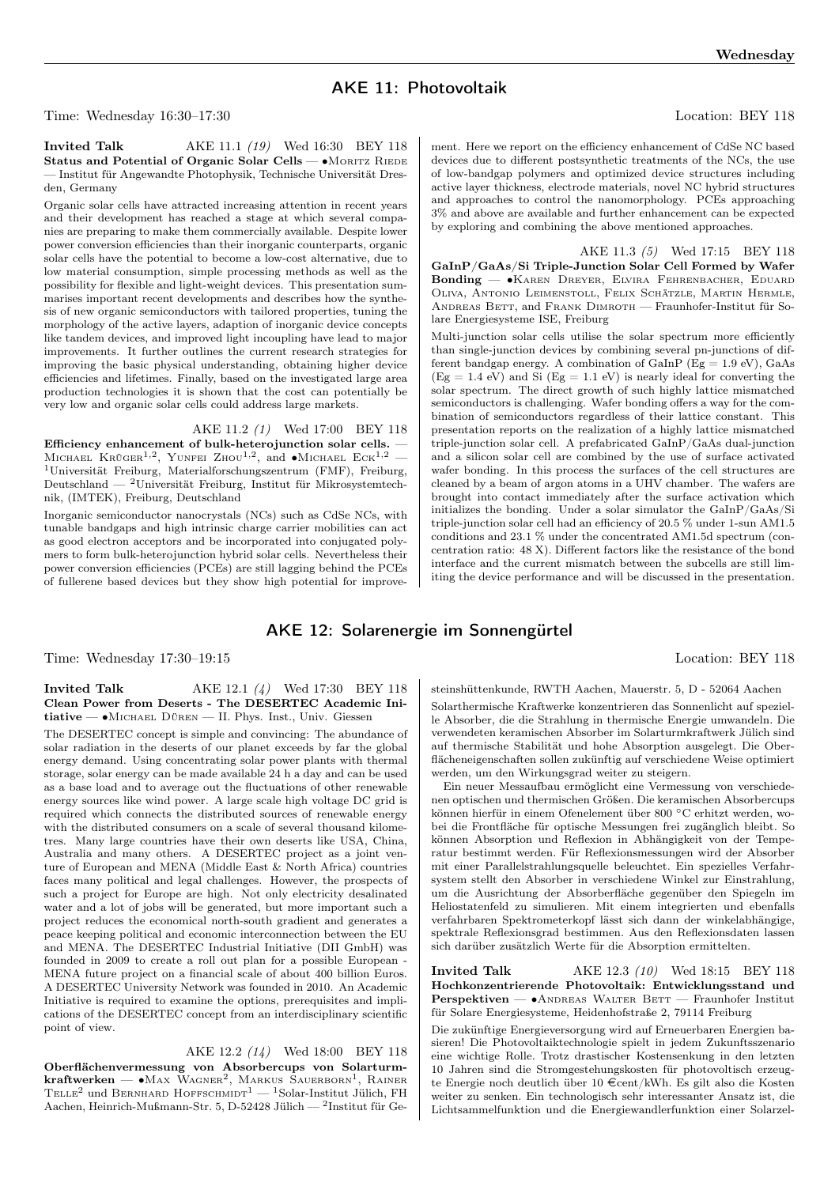## AKE 11: Photovoltaik

Time: Wednesday 16:30–17:30 Location: BEY 118

**Invited Talk** AKE 11.1 *(19)* Wed 16:30 BEY 118
**Status and Potential of Organic Solar Cells** — •Moritz Riede — Institut für Angewandte Photophysik, Technische Universität Dresden, Germany

Organic solar cells have attracted increasing attention in recent years and their development has reached a stage at which several companies are preparing to make them commercially available. Despite lower power conversion efficiencies than their inorganic counterparts, organic solar cells have the potential to become a low-cost alternative, due to low material consumption, simple processing methods as well as the possibility for flexible and light-weight devices. This presentation summarises important recent developments and describes how the synthesis of new organic semiconductors with tailored properties, tuning the morphology of the active layers, adaption of inorganic device concepts like tandem devices, and improved light incoupling have lead to major improvements. It further outlines the current research strategies for improving the basic physical understanding, obtaining higher device efficiencies and lifetimes. Finally, based on the investigated large area production technologies it is shown that the cost can potentially be very low and organic solar cells could address large markets.

AKE 11.2 *(1)* Wed 17:00 BEY 118
**Efficiency enhancement of bulk-heterojunction solar cells.** — Michael Krüger[1,2], Yunfei Zhou[1,2], and •Michael Eck[1,2] — [1]Universität Freiburg, Materialforschungszentrum (FMF), Freiburg, Deutschland — [2]Universität Freiburg, Institut für Mikrosystemtechnik, (IMTEK), Freiburg, Deutschland

Inorganic semiconductor nanocrystals (NCs) such as CdSe NCs, with tunable bandgaps and high intrinsic charge carrier mobilities can act as good electron acceptors and be incorporated into conjugated polymers to form bulk-heterojunction hybrid solar cells. Nevertheless their power conversion efficiencies (PCEs) are still lagging behind the PCEs of fullerene based devices but they show high potential for improvement. Here we report on the efficiency enhancement of CdSe NC based devices due to different postsynthetic treatments of the NCs, the use of low-bandgap polymers and optimized device structures including active layer thickness, electrode materials, novel NC hybrid structures and approaches to control the nanomorphology. PCEs approaching 3% and above are available and further enhancement can be expected by exploring and combining the above mentioned approaches.

AKE 11.3 *(5)* Wed 17:15 BEY 118
**GaInP/GaAs/Si Triple-Junction Solar Cell Formed by Wafer Bonding** — •Karen Dreyer, Elvira Fehrenbacher, Eduard Oliva, Antonio Leimenstoll, Felix Schätzle, Martin Hermle, Andreas Bett, and Frank Dimroth — Fraunhofer-Institut für Solare Energiesysteme ISE, Freiburg

Multi-junction solar cells utilise the solar spectrum more efficiently than single-junction devices by combining several pn-junctions of different bandgap energy. A combination of GaInP (Eg = 1.9 eV), GaAs (Eg = 1.4 eV) and Si (Eg = 1.1 eV) is nearly ideal for converting the solar spectrum. The direct growth of such highly lattice mismatched semiconductors is challenging. Wafer bonding offers a way for the combination of semiconductors regardless of their lattice constant. This presentation reports on the realization of a highly lattice mismatched triple-junction solar cell. A prefabricated GaInP/GaAs dual-junction and a silicon solar cell are combined by the use of surface activated wafer bonding. In this process the surfaces of the cell structures are cleaned by a beam of argon atoms in a UHV chamber. The wafers are brought into contact immediately after the surface activation which initializes the bonding. Under a solar simulator the GaInP/GaAs/Si triple-junction solar cell had an efficiency of 20.5 % under 1-sun AM1.5 conditions and 23.1 % under the concentrated AM1.5d spectrum (concentration ratio: 48 X). Different factors like the resistance of the bond interface and the current mismatch between the subcells are still limiting the device performance and will be discussed in the presentation.

## AKE 12: Solarenergie im Sonnengürtel

Time: Wednesday 17:30–19:15 Location: BEY 118

**Invited Talk** AKE 12.1 *(4)* Wed 17:30 BEY 118
**Clean Power from Deserts - The DESERTEC Academic Initiative** — •Michael Düren — II. Phys. Inst., Univ. Giessen

The DESERTEC concept is simple and convincing: The abundance of solar radiation in the deserts of our planet exceeds by far the global energy demand. Using concentrating solar power plants with thermal storage, solar energy can be made available 24 h a day and can be used as a base load and to average out the fluctuations of other renewable energy sources like wind power. A large scale high voltage DC grid is required which connects the distributed sources of renewable energy with the distributed consumers on a scale of several thousand kilometres. Many large countries have their own deserts like USA, China, Australia and many others. A DESERTEC project as a joint venture of European and MENA (Middle East & North Africa) countries faces many political and legal challenges. However, the prospects of such a project for Europe are high. Not only electricity desalinated water and a lot of jobs will be generated, but more important such a project reduces the economical north-south gradient and generates a peace keeping political and economic interconnection between the EU and MENA. The DESERTEC Industrial Initiative (DII GmbH) was founded in 2009 to create a roll out plan for a possible European - MENA future project on a financial scale of about 400 billion Euros. A DESERTEC University Network was founded in 2010. An Academic Initiative is required to examine the options, prerequisites and implications of the DESERTEC concept from an interdisciplinary scientific point of view.

AKE 12.2 *(14)* Wed 18:00 BEY 118
**Oberflächenvermessung von Absorbercups von Solarturmkraftwerken** — •Max Wagner[2], Markus Sauerborn[1], Rainer Telle[2] und Bernhard Hoffschmidt[1] — [1]Solar-Institut Jülich, FH Aachen, Heinrich-Mußmann-Str. 5, D-52428 Jülich — [2]Institut für Gesteinshüttenkunde, RWTH Aachen, Mauerstr. 5, D - 52064 Aachen

Solarthermische Kraftwerke konzentrieren das Sonnenlicht auf spezielle Absorber, die die Strahlung in thermische Energie umwandeln. Die verwendeten keramischen Absorber im Solarturmkraftwerk Jülich sind auf thermische Stabilität und hohe Absorption ausgelegt. Die Oberflächeneigenschaften sollen zukünftig auf verschiedene Weise optimiert werden, um den Wirkungsgrad weiter zu steigern.

Ein neuer Messaufbau ermöglicht eine Vermessung von verschiedenen optischen und thermischen Größen. Die keramischen Absorbercups können hierfür in einem Ofenelement über 800 °C erhitzt werden, wobei die Frontfläche für optische Messungen frei zugänglich bleibt. So können Absorption und Reflexion in Abhängigkeit von der Temperatur bestimmt werden. Für Reflexionsmessungen wird der Absorber mit einer Parallelstrahlungsquelle beleuchtet. Ein spezielles Verfahrsystem stellt den Absorber in verschiedene Winkel zur Einstrahlung, um die Ausrichtung der Absorberfläche gegenüber den Spiegeln im Heliostatenfeld zu simulieren. Mit einem integrierten und ebenfalls verfahrbaren Spektrometerkopf lässt sich dann der winkelabhängige, spektrale Reflexionsgrad bestimmen. Aus den Reflexionsdaten lassen sich darüber zusätzlich Werte für die Absorption ermittelten.

**Invited Talk** AKE 12.3 *(10)* Wed 18:15 BEY 118
**Hochkonzentrierende Photovoltaik: Entwicklungsstand und Perspektiven** — •Andreas Walter Bett — Fraunhofer Institut für Solare Energiesysteme, Heidenhofstraße 2, 79114 Freiburg

Die zukünftige Energieversorgung wird auf Erneuerbaren Energien basieren! Die Photovoltaiktechnologie spielt in jedem Zukunftsszenario eine wichtige Rolle. Trotz drastischer Kostensenkung in den letzten 10 Jahren sind die Stromgestehungskosten für photovoltisch erzeugte Energie noch deutlich über 10 €cent/kWh. Es gilt also die Kosten weiter zu senken. Ein technologisch sehr interessanter Ansatz ist, die Lichtsammelfunktion und die Energiewandlerfunktion einer Solarzel-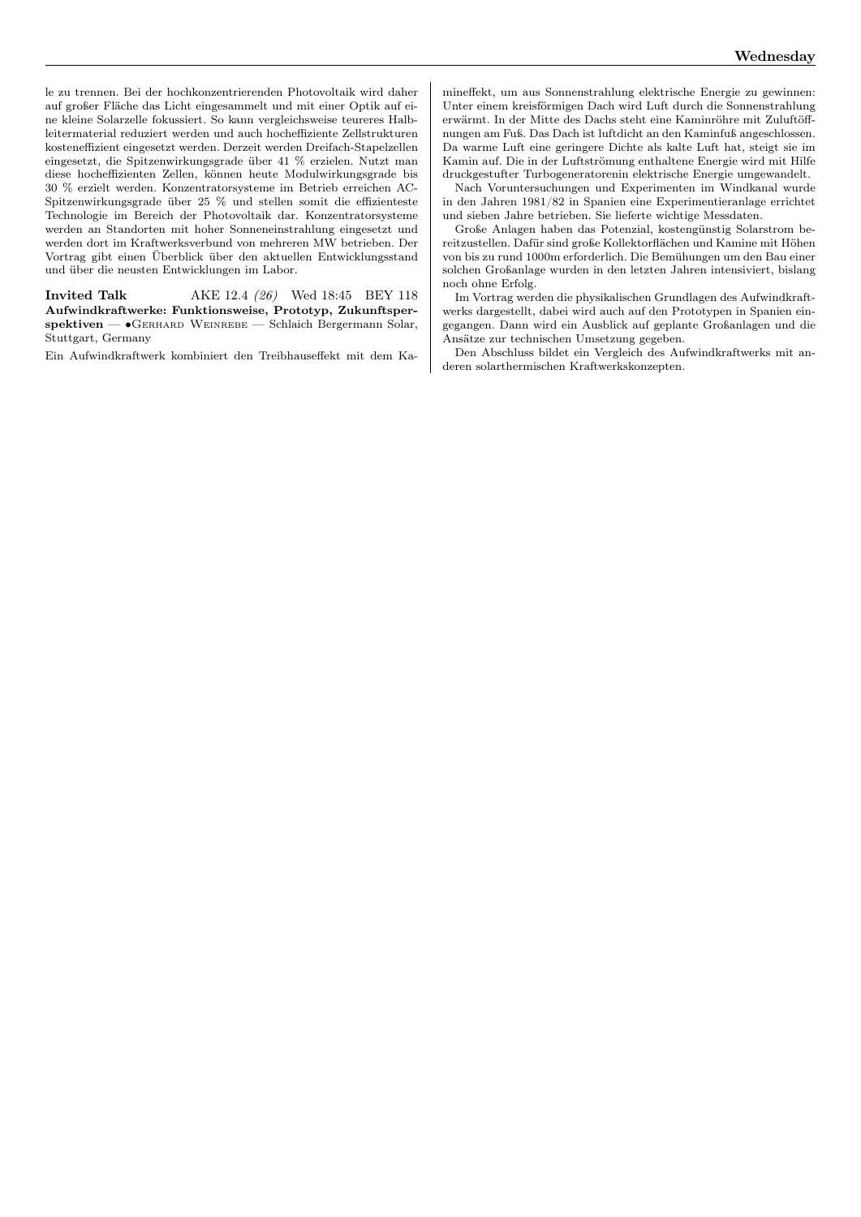le zu trennen. Bei der hochkonzentrierenden Photovoltaik wird daher auf großer Fläche das Licht eingesammelt und mit einer Optik auf eine kleine Solarzelle fokussiert. So kann vergleichsweise teureres Halbleitermaterial reduziert werden und auch hocheffiziente Zellstrukturen kosteneffizient eingesetzt werden. Derzeit werden Dreifach-Stapelzellen eingesetzt, die Spitzenwirkungsgrade über 41 % erzielen. Nutzt man diese hocheffizienten Zellen, können heute Modulwirkungsgrade bis 30 % erzielt werden. Konzentratorsysteme im Betrieb erreichen AC-Spitzenwirkungsgrade über 25 % und stellen somit die effizienteste Technologie im Bereich der Photovoltaik dar. Konzentratorsysteme werden an Standorten mit hoher Sonneneinstrahlung eingesetzt und werden dort im Kraftwerksverbund von mehreren MW betrieben. Der Vortrag gibt einen Überblick über den aktuellen Entwicklungsstand und über die neusten Entwicklungen im Labor.

**Invited Talk** AKE 12.4 *(26)* Wed 18:45 BEY 118
**Aufwindkraftwerke: Funktionsweise, Prototyp, Zukunftsperspektiven** — •Gerhard Weinrebe — Schlaich Bergermann Solar, Stuttgart, Germany

Ein Aufwindkraftwerk kombiniert den Treibhauseffekt mit dem Kamineffekt, um aus Sonnenstrahlung elektrische Energie zu gewinnen: Unter einem kreisförmigen Dach wird Luft durch die Sonnenstrahlung erwärmt. In der Mitte des Dachs steht eine Kaminröhre mit Zuluftöffnungen am Fuß. Das Dach ist luftdicht an den Kaminfuß angeschlossen. Da warme Luft eine geringere Dichte als kalte Luft hat, steigt sie im Kamin auf. Die in der Luftströmung enthaltene Energie wird mit Hilfe druckgestufter Turbogeneratorenin elektrische Energie umgewandelt.

Nach Voruntersuchungen und Experimenten im Windkanal wurde in den Jahren 1981/82 in Spanien eine Experimentieranlage errichtet und sieben Jahre betrieben. Sie lieferte wichtige Messdaten.

Große Anlagen haben das Potenzial, kostengünstig Solarstrom bereitzustellen. Dafür sind große Kollektorflächen und Kamine mit Höhen von bis zu rund 1000m erforderlich. Die Bemühungen um den Bau einer solchen Großanlage wurden in den letzten Jahren intensiviert, bislang noch ohne Erfolg.

Im Vortrag werden die physikalischen Grundlagen des Aufwindkraftwerks dargestellt, dabei wird auch auf den Prototypen in Spanien eingegangen. Dann wird ein Ausblick auf geplante Großanlagen und die Ansätze zur technischen Umsetzung gegeben.

Den Abschluss bildet ein Vergleich des Aufwindkraftwerks mit anderen solarthermischen Kraftwerkskonzepten.